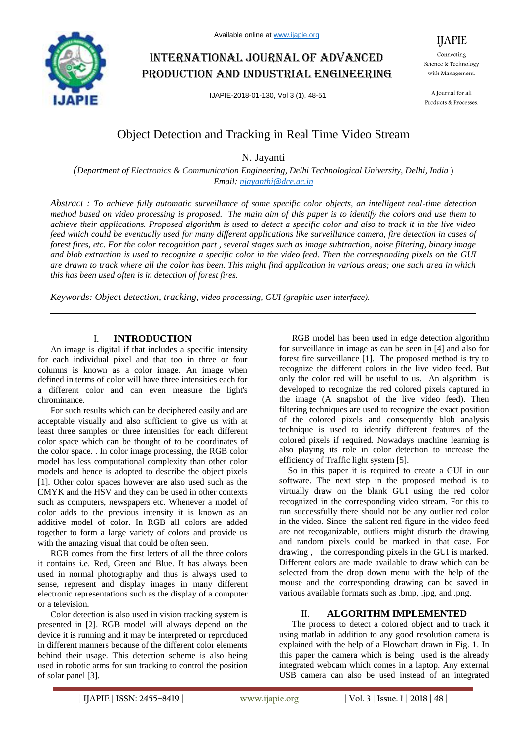# Object Detection and Tracking in Real Time Video Stream

N. Jayanti

*(Department of Electronics & Communication Engineering, Delhi Technological University, Delhi, India)*
*Email: njayanthi@dce.ac.in*

*Abstract : To achieve fully automatic surveillance of some specific color objects, an intelligent real-time detection method based on video processing is proposed. The main aim of this paper is to identify the colors and use them to achieve their applications. Proposed algorithm is used to detect a specific color and also to track it in the live video feed which could be eventually used for many different applications like surveillance camera, fire detection in cases of forest fires, etc. For the color recognition part , several stages such as image subtraction, noise filtering, binary image and blob extraction is used to recognize a specific color in the video feed. Then the corresponding pixels on the GUI are drawn to track where all the color has been. This might find application in various areas; one such area in which this has been used often is in detection of forest fires.*

*Keywords: Object detection, tracking, video processing, GUI (graphic user interface).*

## I. INTRODUCTION

An image is digital if that includes a specific intensity for each individual pixel and that too in three or four columns is known as a color image. An image when defined in terms of color will have three intensities each for a different color and can even measure the light's chrominance.

For such results which can be deciphered easily and are acceptable visually and also sufficient to give us with at least three samples or three intensities for each different color space which can be thought of to be coordinates of the color space. . In color image processing, the RGB color model has less computational complexity than other color models and hence is adopted to describe the object pixels [1]. Other color spaces however are also used such as the CMYK and the HSV and they can be used in other contexts such as computers, newspapers etc. Whenever a model of color adds to the previous intensity it is known as an additive model of color. In RGB all colors are added together to form a large variety of colors and provide us with the amazing visual that could be often seen.

RGB comes from the first letters of all the three colors it contains i.e. Red, Green and Blue. It has always been used in normal photography and thus is always used to sense, represent and display images in many different electronic representations such as the display of a computer or a television.

Color detection is also used in vision tracking system is presented in [2]. RGB model will always depend on the device it is running and it may be interpreted or reproduced in different manners because of the different color elements behind their usage. This detection scheme is also being used in robotic arms for sun tracking to control the position of solar panel [3].

RGB model has been used in edge detection algorithm for surveillance in image as can be seen in [4] and also for forest fire surveillance [1]. The proposed method is try to recognize the different colors in the live video feed. But only the color red will be useful to us. An algorithm is developed to recognize the red colored pixels captured in the image (A snapshot of the live video feed). Then filtering techniques are used to recognize the exact position of the colored pixels and consequently blob analysis technique is used to identify different features of the colored pixels if required. Nowadays machine learning is also playing its role in color detection to increase the efficiency of Traffic light system [5].

So in this paper it is required to create a GUI in our software. The next step in the proposed method is to virtually draw on the blank GUI using the red color recognized in the corresponding video stream. For this to run successfully there should not be any outlier red color in the video. Since the salient red figure in the video feed are not recoganizable, outliers might disturb the drawing and random pixels could be marked in that case. For drawing , the corresponding pixels in the GUI is marked. Different colors are made available to draw which can be selected from the drop down menu with the help of the mouse and the corresponding drawing can be saved in various available formats such as .bmp, .jpg, and .png.

## II. ALGORITHM IMPLEMENTED

The process to detect a colored object and to track it using matlab in addition to any good resolution camera is explained with the help of a Flowchart drawn in Fig. 1. In this paper the camera which is being used is the already integrated webcam which comes in a laptop. Any external USB camera can also be used instead of an integrated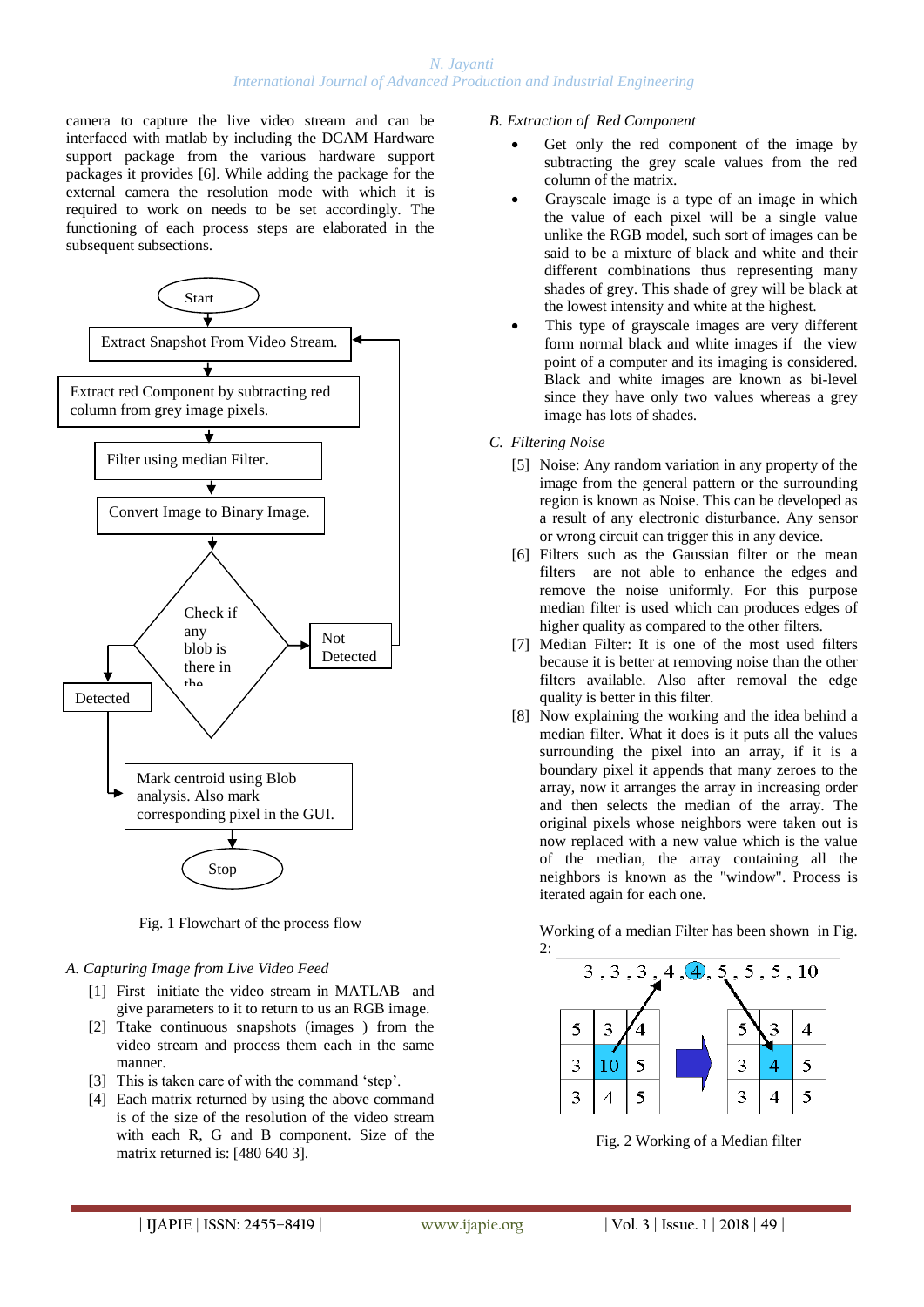camera to capture the live video stream and can be interfaced with matlab by including the DCAM Hardware support package from the various hardware support packages it provides [6]. While adding the package for the external camera the resolution mode with which it is required to work on needs to be set accordingly. The functioning of each process steps are elaborated in the subsequent subsections.

Start

Extract Snapshot From Video Stream.

Extract red Component by subtracting red column from grey image pixels.

Filter using median Filter.

Convert Image to Binary Image.

Check if any blob is there in the

Not Detected

Detected

Mark centroid using Blob analysis. Also mark corresponding pixel in the GUI.

Stop

Fig. 1 Flowchart of the process flow

### *A. Capturing Image from Live Video Feed*

[1] First initiate the video stream in MATLAB and give parameters to it to return to us an RGB image.
[2] Ttake continuous snapshots (images ) from the video stream and process them each in the same manner.
[3] This is taken care of with the command 'step'.
[4] Each matrix returned by using the above command is of the size of the resolution of the video stream with each R, G and B component. Size of the matrix returned is: [480 640 3].

### *B. Extraction of Red Component*

- Get only the red component of the image by subtracting the grey scale values from the red column of the matrix.
- Grayscale image is a type of an image in which the value of each pixel will be a single value unlike the RGB model, such sort of images can be said to be a mixture of black and white and their different combinations thus representing many shades of grey. This shade of grey will be black at the lowest intensity and white at the highest.
- This type of grayscale images are very different form normal black and white images if the view point of a computer and its imaging is considered. Black and white images are known as bi-level since they have only two values whereas a grey image has lots of shades.

### *C. Filtering Noise*

[5] Noise: Any random variation in any property of the image from the general pattern or the surrounding region is known as Noise. This can be developed as a result of any electronic disturbance. Any sensor or wrong circuit can trigger this in any device.
[6] Filters such as the Gaussian filter or the mean filters are not able to enhance the edges and remove the noise uniformly. For this purpose median filter is used which can produces edges of higher quality as compared to the other filters.
[7] Median Filter: It is one of the most used filters because it is better at removing noise than the other filters available. Also after removal the edge quality is better in this filter.
[8] Now explaining the working and the idea behind a median filter. What it does is it puts all the values surrounding the pixel into an array, if it is a boundary pixel it appends that many zeroes to the array, now it arranges the array in increasing order and then selects the median of the array. The original pixels whose neighbors were taken out is now replaced with a new value which is the value of the median, the array containing all the neighbors is known as the "window". Process is iterated again for each one.

Working of a median Filter has been shown in Fig. 2:

3 , 3 , 3 , 4 , 4 , 5 , 5 , 5 , 10

| 5 | 3 | 4 |
|---|---|---|
| 3 | 10 | 5 |
| 3 | 4 | 5 |

| 5 | 3 | 4 |
|---|---|---|
| 3 | 4 | 5 |
| 3 | 4 | 5 |

Fig. 2 Working of a Median filter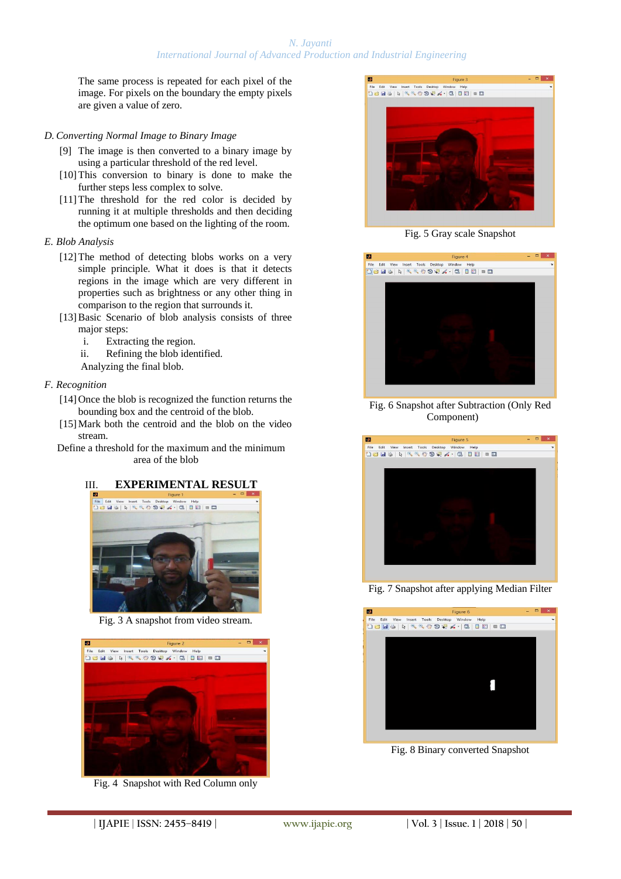The same process is repeated for each pixel of the image. For pixels on the boundary the empty pixels are given a value of zero.

### D. Converting Normal Image to Binary Image

[9] The image is then converted to a binary image by using a particular threshold of the red level.

[10] This conversion to binary is done to make the further steps less complex to solve.

[11] The threshold for the red color is decided by running it at multiple thresholds and then deciding the optimum one based on the lighting of the room.

### E. Blob Analysis

[12] The method of detecting blobs works on a very simple principle. What it does is that it detects regions in the image which are very different in properties such as brightness or any other thing in comparison to the region that surrounds it.

[13] Basic Scenario of blob analysis consists of three major steps:

i. Extracting the region.

ii. Refining the blob identified.

Analyzing the final blob.

### F. Recognition

[14] Once the blob is recognized the function returns the bounding box and the centroid of the blob.

[15] Mark both the centroid and the blob on the video stream.

Define a threshold for the maximum and the minimum area of the blob

## III. EXPERIMENTAL RESULT

Fig. 3 A snapshot from video stream.

Fig. 4 Snapshot with Red Column only

Fig. 5 Gray scale Snapshot

Fig. 6 Snapshot after Subtraction (Only Red Component)

Fig. 7 Snapshot after applying Median Filter

Fig. 8 Binary converted Snapshot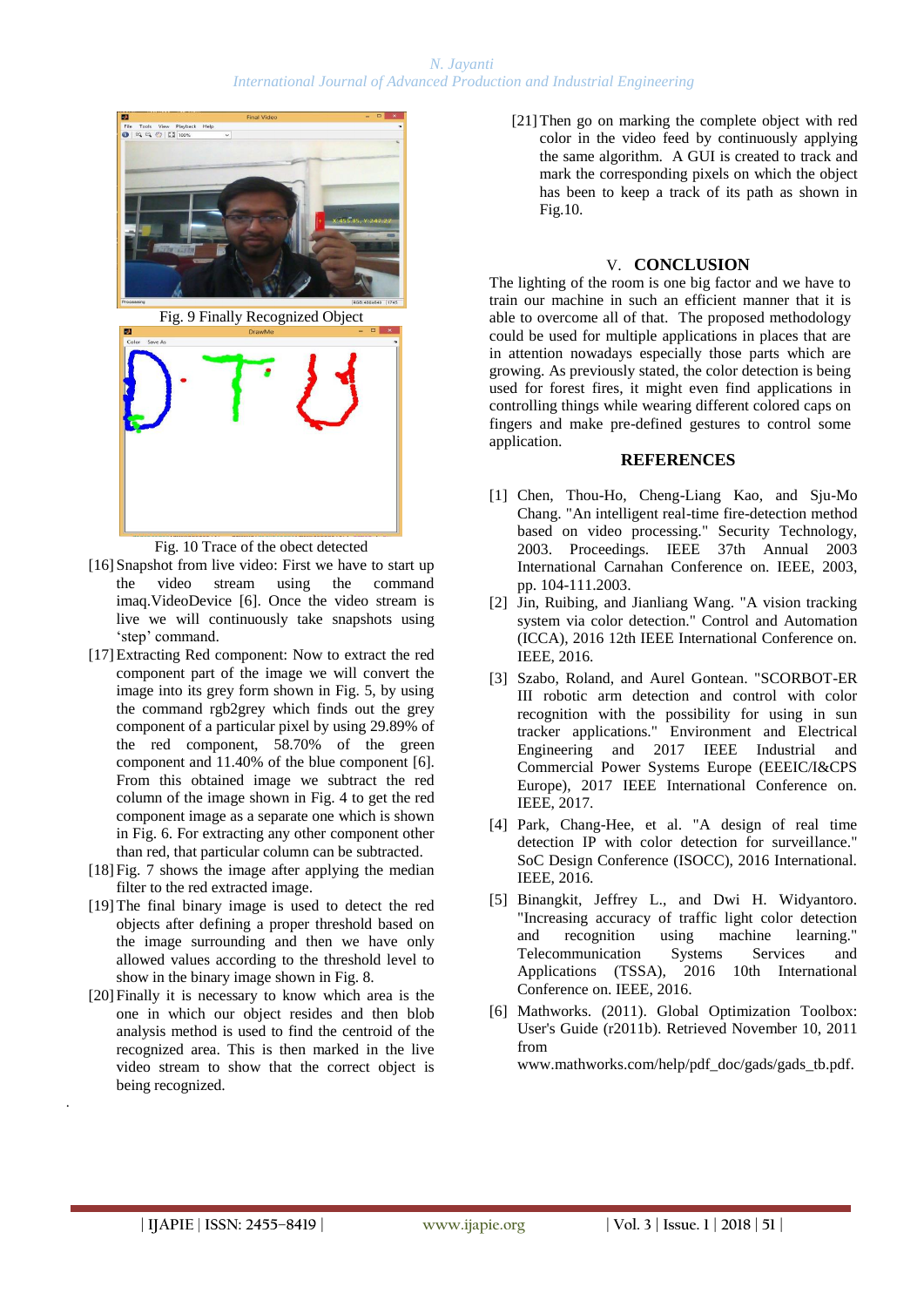Fig. 9 Finally Recognized Object

Fig. 10 Trace of the obect detected

[16] Snapshot from live video: First we have to start up the video stream using the command imaq.VideoDevice [6]. Once the video stream is live we will continuously take snapshots using 'step' command.

[17] Extracting Red component: Now to extract the red component part of the image we will convert the image into its grey form shown in Fig. 5, by using the command rgb2grey which finds out the grey component of a particular pixel by using 29.89% of the red component, 58.70% of the green component and 11.40% of the blue component [6]. From this obtained image we subtract the red column of the image shown in Fig. 4 to get the red component image as a separate one which is shown in Fig. 6. For extracting any other component other than red, that particular column can be subtracted.

[18] Fig. 7 shows the image after applying the median filter to the red extracted image.

[19] The final binary image is used to detect the red objects after defining a proper threshold based on the image surrounding and then we have only allowed values according to the threshold level to show in the binary image shown in Fig. 8.

[20] Finally it is necessary to know which area is the one in which our object resides and then blob analysis method is used to find the centroid of the recognized area. This is then marked in the live video stream to show that the correct object is being recognized.

[21] Then go on marking the complete object with red color in the video feed by continuously applying the same algorithm. A GUI is created to track and mark the corresponding pixels on which the object has been to keep a track of its path as shown in Fig.10.

## V. CONCLUSION

The lighting of the room is one big factor and we have to train our machine in such an efficient manner that it is able to overcome all of that. The proposed methodology could be used for multiple applications in places that are in attention nowadays especially those parts which are growing. As previously stated, the color detection is being used for forest fires, it might even find applications in controlling things while wearing different colored caps on fingers and make pre-defined gestures to control some application.

## REFERENCES

[1] Chen, Thou-Ho, Cheng-Liang Kao, and Sju-Mo Chang. "An intelligent real-time fire-detection method based on video processing." Security Technology, 2003. Proceedings. IEEE 37th Annual 2003 International Carnahan Conference on. IEEE, 2003, pp. 104-111.2003.

[2] Jin, Ruibing, and Jianliang Wang. "A vision tracking system via color detection." Control and Automation (ICCA), 2016 12th IEEE International Conference on. IEEE, 2016.

[3] Szabo, Roland, and Aurel Gontean. "SCORBOT-ER III robotic arm detection and control with color recognition with the possibility for using in sun tracker applications." Environment and Electrical Engineering and 2017 IEEE Industrial and Commercial Power Systems Europe (EEEIC/I&CPS Europe), 2017 IEEE International Conference on. IEEE, 2017.

[4] Park, Chang-Hee, et al. "A design of real time detection IP with color detection for surveillance." SoC Design Conference (ISOCC), 2016 International. IEEE, 2016.

[5] Binangkit, Jeffrey L., and Dwi H. Widyantoro. "Increasing accuracy of traffic light color detection and recognition using machine learning." Telecommunication Systems Services and Applications (TSSA), 2016 10th International Conference on. IEEE, 2016.

[6] Mathworks. (2011). Global Optimization Toolbox: User's Guide (r2011b). Retrieved November 10, 2011 from www.mathworks.com/help/pdf_doc/gads/gads_tb.pdf.